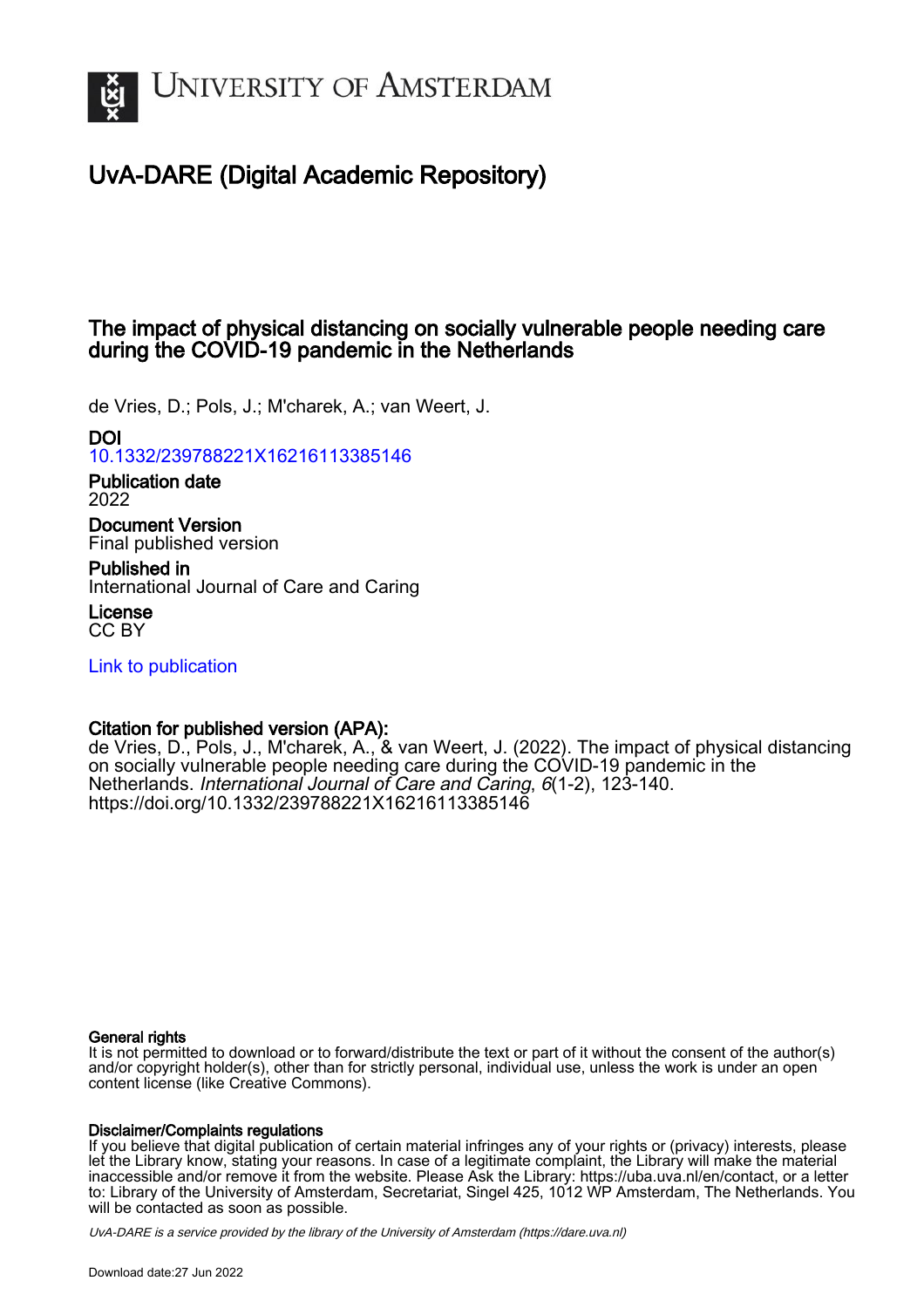# UvA-DARE (Digital Academic Repository)

## The impact of physical distancing on socially vulnerable people needing care during the COVID-19 pandemic in the Netherlands

de Vries, D.; Pols, J.; M'charek, A.; van Weert, J.

**DOI**
10.1332/239788221X16216113385146

**Publication date**
2022

**Document Version**
Final published version

**Published in**
International Journal of Care and Caring

**License**
CC BY

Link to publication

**Citation for published version (APA):**
de Vries, D., Pols, J., M'charek, A., & van Weert, J. (2022). The impact of physical distancing on socially vulnerable people needing care during the COVID-19 pandemic in the Netherlands. *International Journal of Care and Caring*, *6*(1-2), 123-140. https://doi.org/10.1332/239788221X16216113385146

**General rights**
It is not permitted to download or to forward/distribute the text or part of it without the consent of the author(s) and/or copyright holder(s), other than for strictly personal, individual use, unless the work is under an open content license (like Creative Commons).

**Disclaimer/Complaints regulations**
If you believe that digital publication of certain material infringes any of your rights or (privacy) interests, please let the Library know, stating your reasons. In case of a legitimate complaint, the Library will make the material inaccessible and/or remove it from the website. Please Ask the Library: https://uba.uva.nl/en/contact, or a letter to: Library of the University of Amsterdam, Secretariat, Singel 425, 1012 WP Amsterdam, The Netherlands. You will be contacted as soon as possible.

*UvA-DARE is a service provided by the library of the University of Amsterdam (https://dare.uva.nl)*

Download date:27 Jun 2022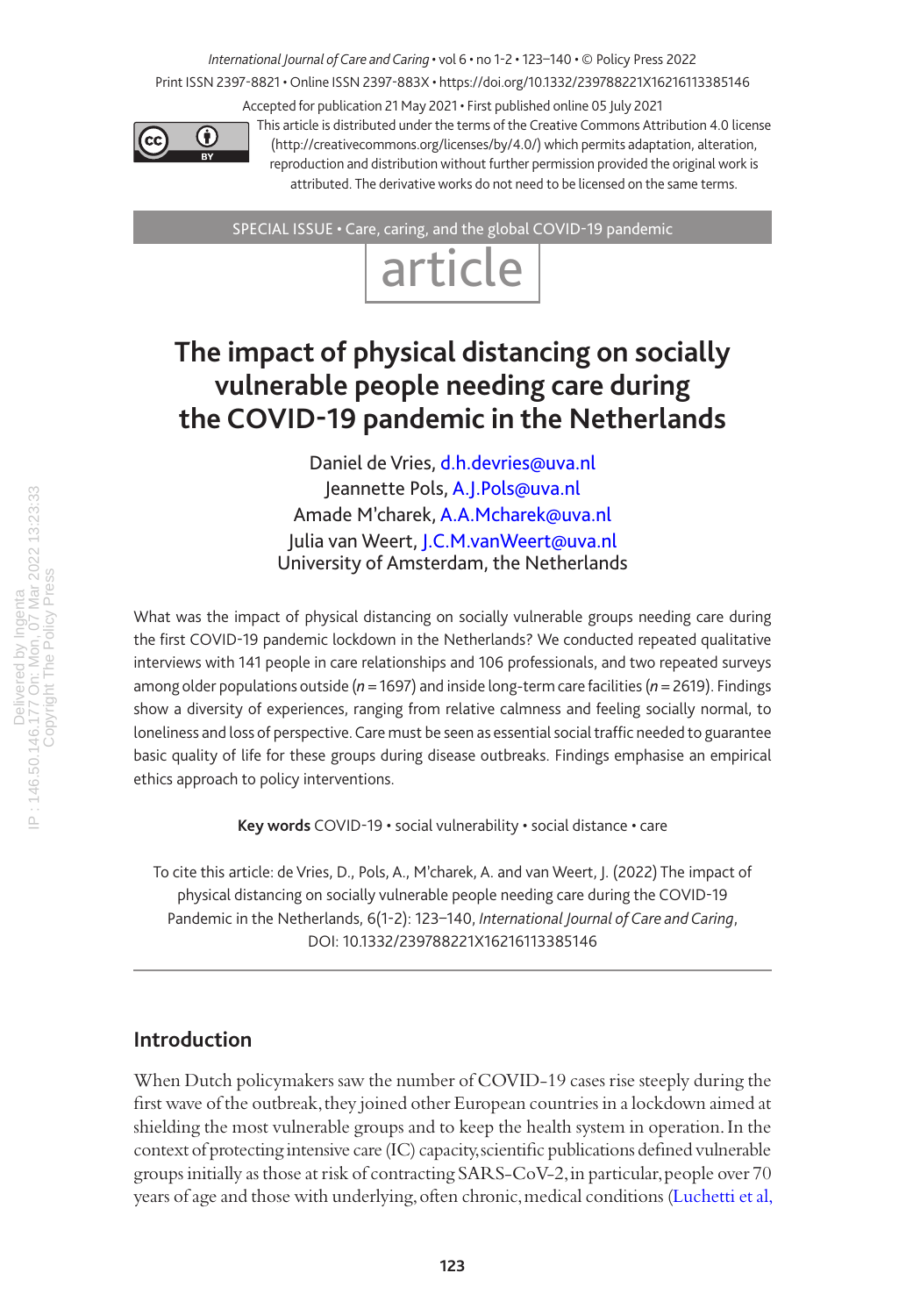International Journal of Care and Caring • vol 6 • no 1-2 • 123–140 • © Policy Press 2022
Print ISSN 2397-8821 • Online ISSN 2397-883X • https://doi.org/10.1332/239788221X16216113385146

Accepted for publication 21 May 2021 • First published online 05 July 2021

This article is distributed under the terms of the Creative Commons Attribution 4.0 license (http://creativecommons.org/licenses/by/4.0/) which permits adaptation, alteration, reproduction and distribution without further permission provided the original work is attributed. The derivative works do not need to be licensed on the same terms.

SPECIAL ISSUE • Care, caring, and the global COVID-19 pandemic

article

# The impact of physical distancing on socially vulnerable people needing care during the COVID-19 pandemic in the Netherlands

Daniel de Vries, d.h.devries@uva.nl
Jeannette Pols, A.J.Pols@uva.nl
Amade M'charek, A.A.Mcharek@uva.nl
Julia van Weert, J.C.M.vanWeert@uva.nl
University of Amsterdam, the Netherlands

What was the impact of physical distancing on socially vulnerable groups needing care during the first COVID-19 pandemic lockdown in the Netherlands? We conducted repeated qualitative interviews with 141 people in care relationships and 106 professionals, and two repeated surveys among older populations outside (*n* = 1697) and inside long-term care facilities (*n* = 2619). Findings show a diversity of experiences, ranging from relative calmness and feeling socially normal, to loneliness and loss of perspective. Care must be seen as essential social traffic needed to guarantee basic quality of life for these groups during disease outbreaks. Findings emphasise an empirical ethics approach to policy interventions.

**Key words** COVID-19 • social vulnerability • social distance • care

To cite this article: de Vries, D., Pols, A., M'charek, A. and van Weert, J. (2022) The impact of physical distancing on socially vulnerable people needing care during the COVID-19 Pandemic in the Netherlands, 6(1-2): 123–140, *International Journal of Care and Caring*, DOI: 10.1332/239788221X16216113385146

## Introduction

When Dutch policymakers saw the number of COVID-19 cases rise steeply during the first wave of the outbreak, they joined other European countries in a lockdown aimed at shielding the most vulnerable groups and to keep the health system in operation. In the context of protecting intensive care (IC) capacity, scientific publications defined vulnerable groups initially as those at risk of contracting SARS-CoV-2, in particular, people over 70 years of age and those with underlying, often chronic, medical conditions (Luchetti et al,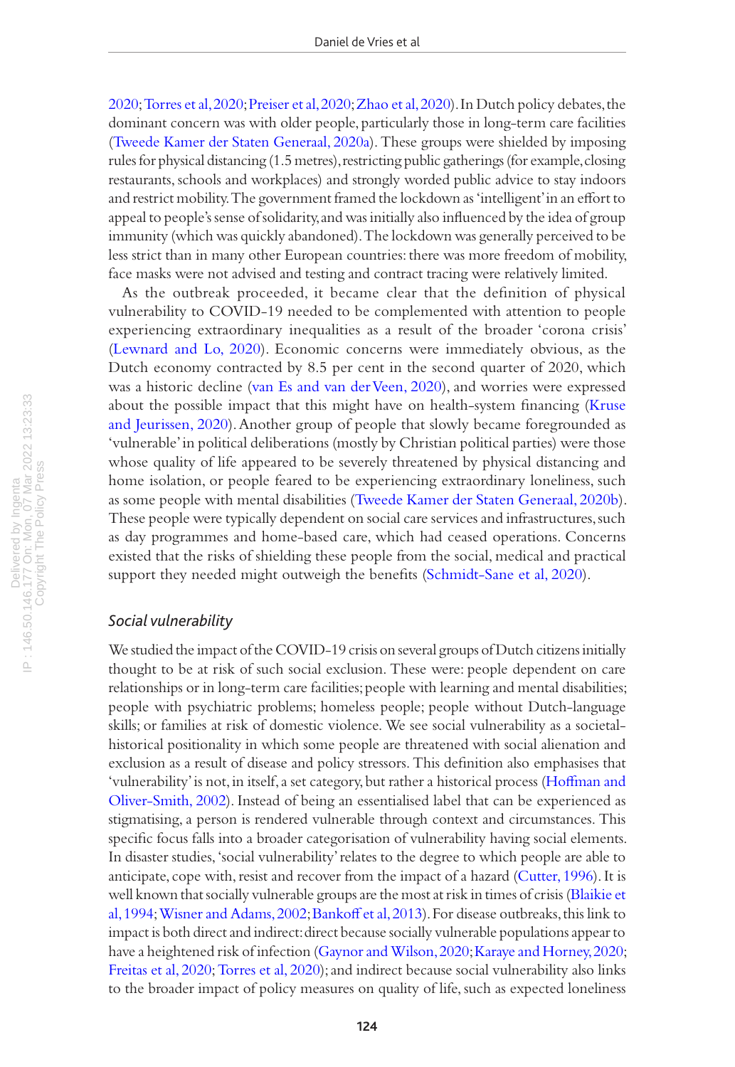2020; Torres et al, 2020; Preiser et al, 2020; Zhao et al, 2020). In Dutch policy debates, the dominant concern was with older people, particularly those in long-term care facilities (Tweede Kamer der Staten Generaal, 2020a). These groups were shielded by imposing rules for physical distancing (1.5 metres), restricting public gatherings (for example, closing restaurants, schools and workplaces) and strongly worded public advice to stay indoors and restrict mobility. The government framed the lockdown as 'intelligent' in an effort to appeal to people's sense of solidarity, and was initially also influenced by the idea of group immunity (which was quickly abandoned). The lockdown was generally perceived to be less strict than in many other European countries: there was more freedom of mobility, face masks were not advised and testing and contract tracing were relatively limited.

As the outbreak proceeded, it became clear that the definition of physical vulnerability to COVID-19 needed to be complemented with attention to people experiencing extraordinary inequalities as a result of the broader 'corona crisis' (Lewnard and Lo, 2020). Economic concerns were immediately obvious, as the Dutch economy contracted by 8.5 per cent in the second quarter of 2020, which was a historic decline (van Es and van der Veen, 2020), and worries were expressed about the possible impact that this might have on health-system financing (Kruse and Jeurissen, 2020). Another group of people that slowly became foregrounded as 'vulnerable' in political deliberations (mostly by Christian political parties) were those whose quality of life appeared to be severely threatened by physical distancing and home isolation, or people feared to be experiencing extraordinary loneliness, such as some people with mental disabilities (Tweede Kamer der Staten Generaal, 2020b). These people were typically dependent on social care services and infrastructures, such as day programmes and home-based care, which had ceased operations. Concerns existed that the risks of shielding these people from the social, medical and practical support they needed might outweigh the benefits (Schmidt-Sane et al, 2020).

### *Social vulnerability*

We studied the impact of the COVID-19 crisis on several groups of Dutch citizens initially thought to be at risk of such social exclusion. These were: people dependent on care relationships or in long-term care facilities; people with learning and mental disabilities; people with psychiatric problems; homeless people; people without Dutch-language skills; or families at risk of domestic violence. We see social vulnerability as a societal-historical positionality in which some people are threatened with social alienation and exclusion as a result of disease and policy stressors. This definition also emphasises that 'vulnerability' is not, in itself, a set category, but rather a historical process (Hoffman and Oliver-Smith, 2002). Instead of being an essentialised label that can be experienced as stigmatising, a person is rendered vulnerable through context and circumstances. This specific focus falls into a broader categorisation of vulnerability having social elements. In disaster studies, 'social vulnerability' relates to the degree to which people are able to anticipate, cope with, resist and recover from the impact of a hazard (Cutter, 1996). It is well known that socially vulnerable groups are the most at risk in times of crisis (Blaikie et al, 1994; Wisner and Adams, 2002; Bankoff et al, 2013). For disease outbreaks, this link to impact is both direct and indirect: direct because socially vulnerable populations appear to have a heightened risk of infection (Gaynor and Wilson, 2020; Karaye and Horney, 2020; Freitas et al, 2020; Torres et al, 2020); and indirect because social vulnerability also links to the broader impact of policy measures on quality of life, such as expected loneliness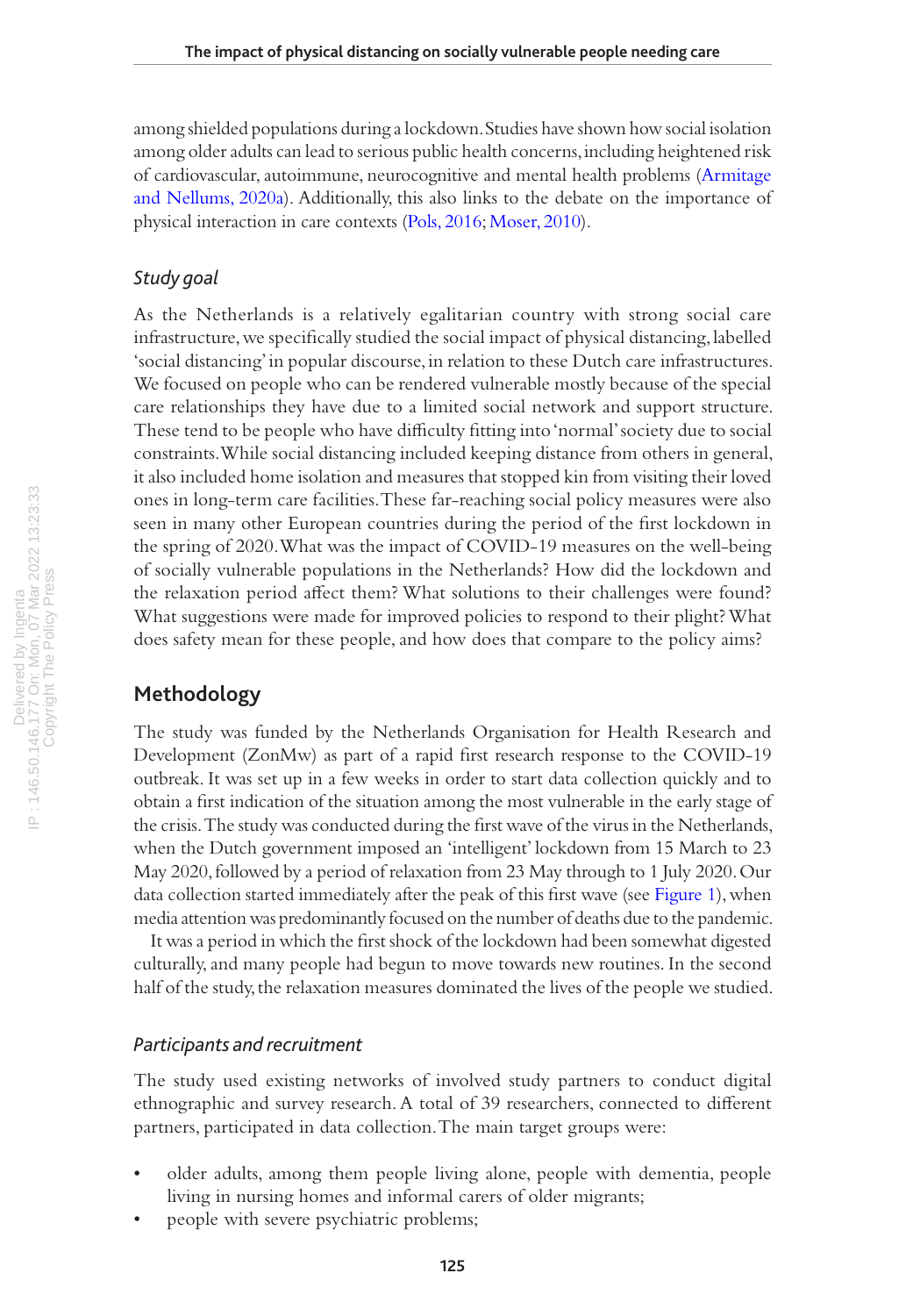among shielded populations during a lockdown. Studies have shown how social isolation among older adults can lead to serious public health concerns, including heightened risk of cardiovascular, autoimmune, neurocognitive and mental health problems (Armitage and Nellums, 2020a). Additionally, this also links to the debate on the importance of physical interaction in care contexts (Pols, 2016; Moser, 2010).

### *Study goal*

As the Netherlands is a relatively egalitarian country with strong social care infrastructure, we specifically studied the social impact of physical distancing, labelled 'social distancing' in popular discourse, in relation to these Dutch care infrastructures. We focused on people who can be rendered vulnerable mostly because of the special care relationships they have due to a limited social network and support structure. These tend to be people who have difficulty fitting into 'normal' society due to social constraints. While social distancing included keeping distance from others in general, it also included home isolation and measures that stopped kin from visiting their loved ones in long-term care facilities. These far-reaching social policy measures were also seen in many other European countries during the period of the first lockdown in the spring of 2020. What was the impact of COVID-19 measures on the well-being of socially vulnerable populations in the Netherlands? How did the lockdown and the relaxation period affect them? What solutions to their challenges were found? What suggestions were made for improved policies to respond to their plight? What does safety mean for these people, and how does that compare to the policy aims?

## Methodology

The study was funded by the Netherlands Organisation for Health Research and Development (ZonMw) as part of a rapid first research response to the COVID-19 outbreak. It was set up in a few weeks in order to start data collection quickly and to obtain a first indication of the situation among the most vulnerable in the early stage of the crisis. The study was conducted during the first wave of the virus in the Netherlands, when the Dutch government imposed an 'intelligent' lockdown from 15 March to 23 May 2020, followed by a period of relaxation from 23 May through to 1 July 2020. Our data collection started immediately after the peak of this first wave (see Figure 1), when media attention was predominantly focused on the number of deaths due to the pandemic.

It was a period in which the first shock of the lockdown had been somewhat digested culturally, and many people had begun to move towards new routines. In the second half of the study, the relaxation measures dominated the lives of the people we studied.

### *Participants and recruitment*

The study used existing networks of involved study partners to conduct digital ethnographic and survey research. A total of 39 researchers, connected to different partners, participated in data collection. The main target groups were:

- older adults, among them people living alone, people with dementia, people living in nursing homes and informal carers of older migrants;
- people with severe psychiatric problems;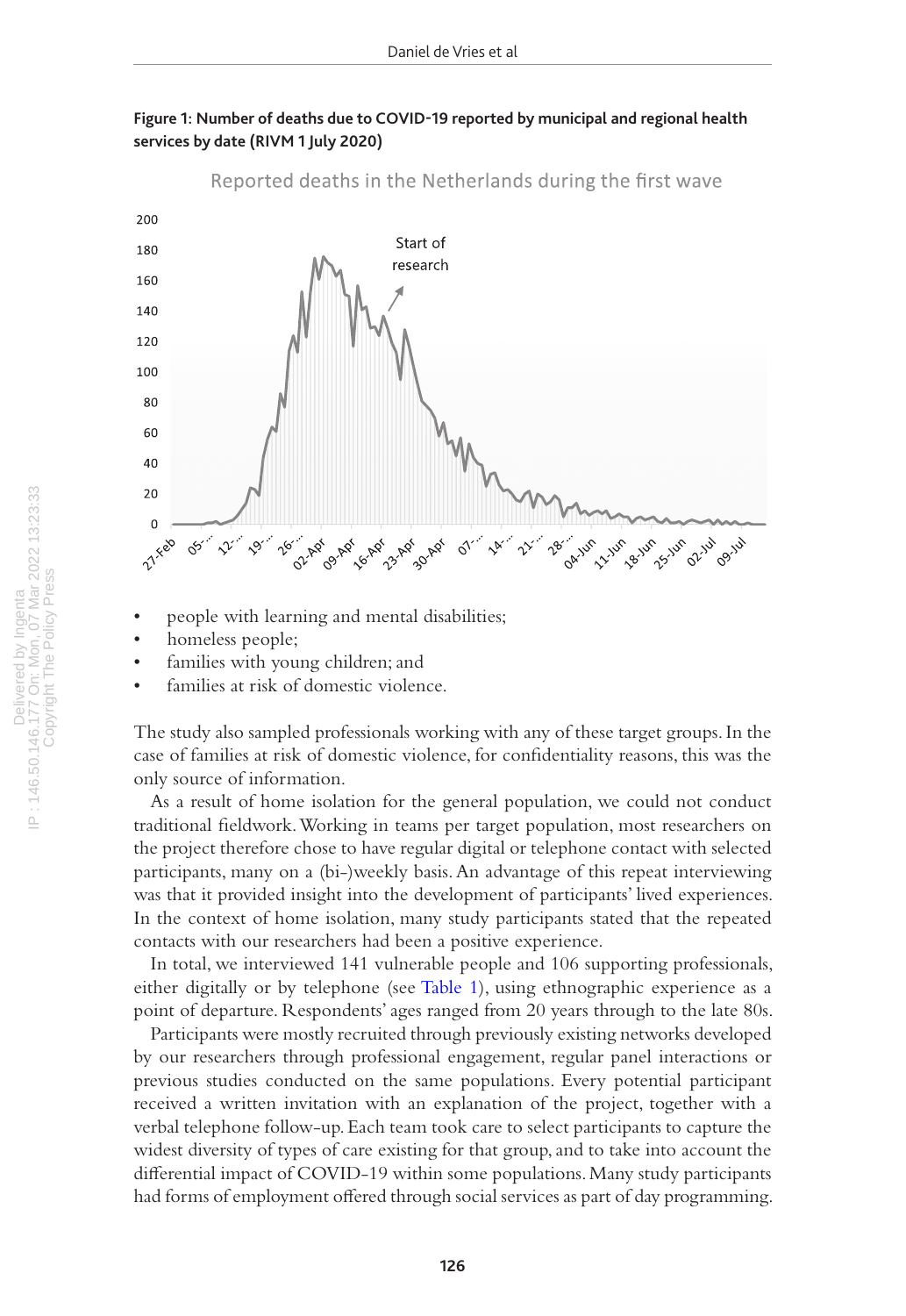**Figure 1: Number of deaths due to COVID-19 reported by municipal and regional health services by date (RIVM 1 July 2020)**

- people with learning and mental disabilities;
- homeless people;
- families with young children; and
- families at risk of domestic violence.

The study also sampled professionals working with any of these target groups. In the case of families at risk of domestic violence, for confidentiality reasons, this was the only source of information.

As a result of home isolation for the general population, we could not conduct traditional fieldwork. Working in teams per target population, most researchers on the project therefore chose to have regular digital or telephone contact with selected participants, many on a (bi-)weekly basis. An advantage of this repeat interviewing was that it provided insight into the development of participants' lived experiences. In the context of home isolation, many study participants stated that the repeated contacts with our researchers had been a positive experience.

In total, we interviewed 141 vulnerable people and 106 supporting professionals, either digitally or by telephone (see Table 1), using ethnographic experience as a point of departure. Respondents' ages ranged from 20 years through to the late 80s.

Participants were mostly recruited through previously existing networks developed by our researchers through professional engagement, regular panel interactions or previous studies conducted on the same populations. Every potential participant received a written invitation with an explanation of the project, together with a verbal telephone follow-up. Each team took care to select participants to capture the widest diversity of types of care existing for that group, and to take into account the differential impact of COVID-19 within some populations. Many study participants had forms of employment offered through social services as part of day programming.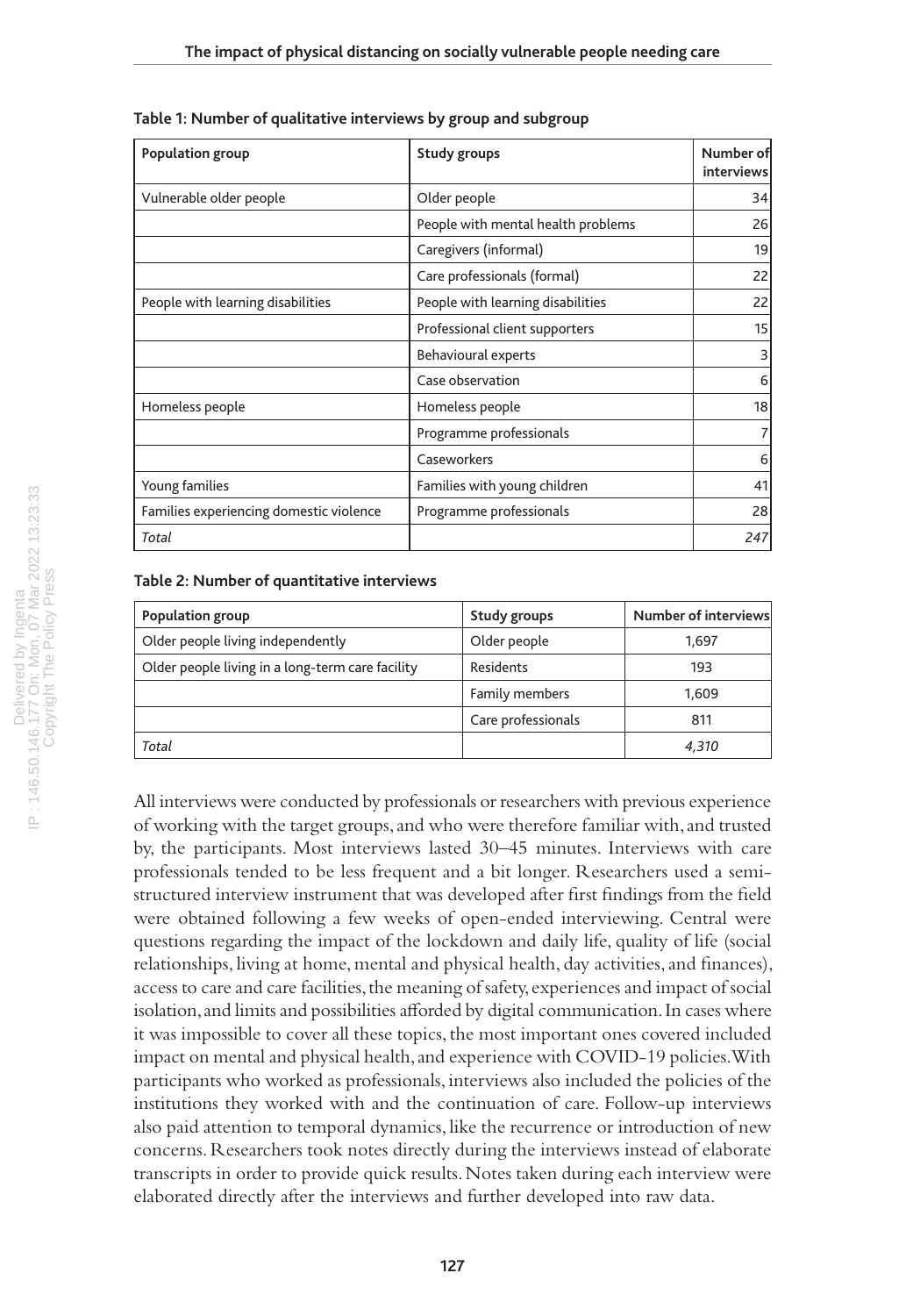**Table 1: Number of qualitative interviews by group and subgroup**

| Population group | Study groups | Number of interviews |
|---|---|---|
| Vulnerable older people | Older people | 34 |
| | People with mental health problems | 26 |
| | Caregivers (informal) | 19 |
| | Care professionals (formal) | 22 |
| People with learning disabilities | People with learning disabilities | 22 |
| | Professional client supporters | 15 |
| | Behavioural experts | 3 |
| | Case observation | 6 |
| Homeless people | Homeless people | 18 |
| | Programme professionals | 7 |
| | Caseworkers | 6 |
| Young families | Families with young children | 41 |
| Families experiencing domestic violence | Programme professionals | 28 |
| *Total* | | *247* |

**Table 2: Number of quantitative interviews**

| Population group | Study groups | Number of interviews |
|---|---|---|
| Older people living independently | Older people | 1,697 |
| Older people living in a long-term care facility | Residents | 193 |
| | Family members | 1,609 |
| | Care professionals | 811 |
| *Total* | | *4,310* |

All interviews were conducted by professionals or researchers with previous experience of working with the target groups, and who were therefore familiar with, and trusted by, the participants. Most interviews lasted 30–45 minutes. Interviews with care professionals tended to be less frequent and a bit longer. Researchers used a semi-structured interview instrument that was developed after first findings from the field were obtained following a few weeks of open-ended interviewing. Central were questions regarding the impact of the lockdown and daily life, quality of life (social relationships, living at home, mental and physical health, day activities, and finances), access to care and care facilities, the meaning of safety, experiences and impact of social isolation, and limits and possibilities afforded by digital communication. In cases where it was impossible to cover all these topics, the most important ones covered included impact on mental and physical health, and experience with COVID-19 policies. With participants who worked as professionals, interviews also included the policies of the institutions they worked with and the continuation of care. Follow-up interviews also paid attention to temporal dynamics, like the recurrence or introduction of new concerns. Researchers took notes directly during the interviews instead of elaborate transcripts in order to provide quick results. Notes taken during each interview were elaborated directly after the interviews and further developed into raw data.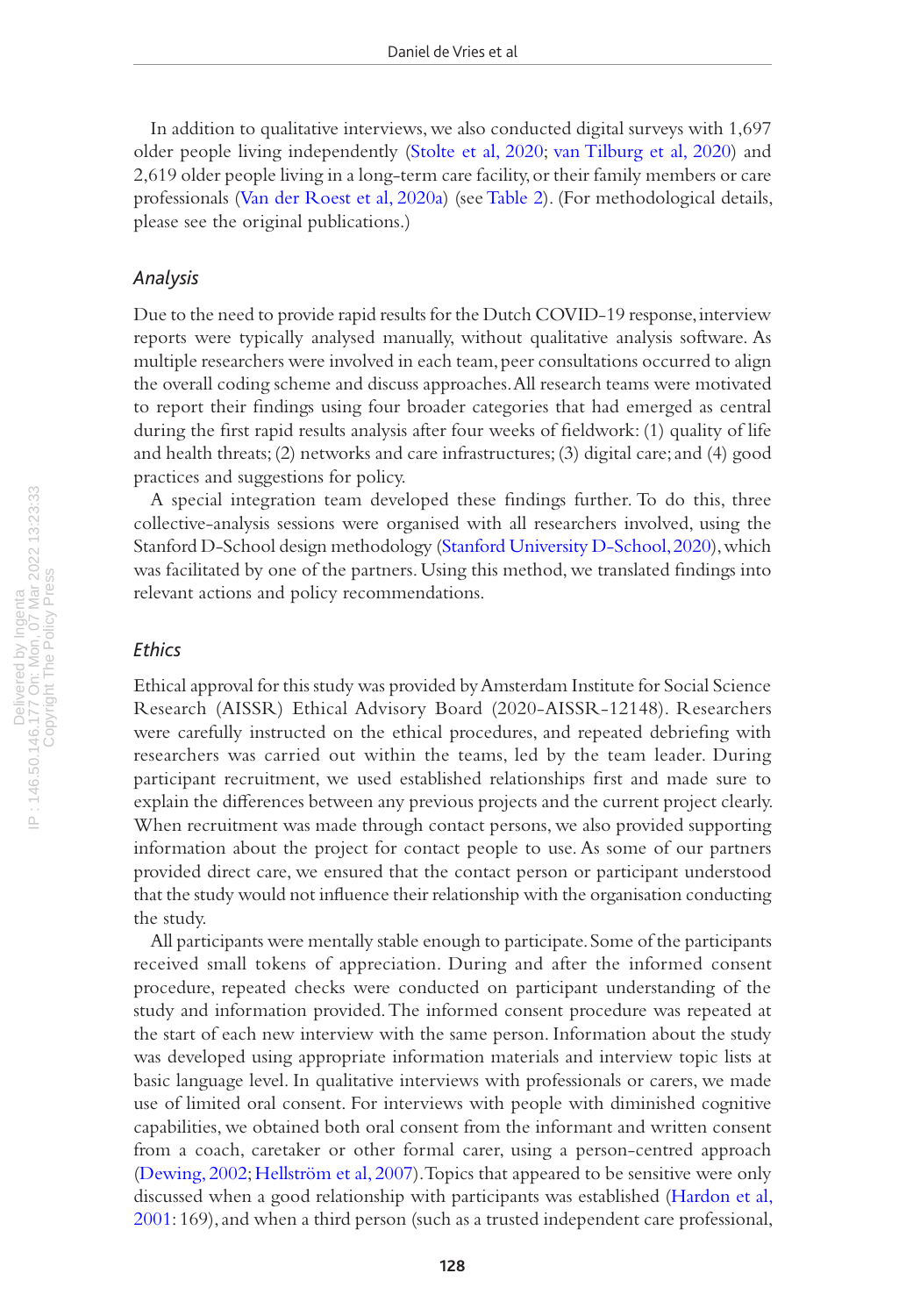In addition to qualitative interviews, we also conducted digital surveys with 1,697 older people living independently (Stolte et al, 2020; van Tilburg et al, 2020) and 2,619 older people living in a long-term care facility, or their family members or care professionals (Van der Roest et al, 2020a) (see Table 2). (For methodological details, please see the original publications.)

### *Analysis*

Due to the need to provide rapid results for the Dutch COVID-19 response, interview reports were typically analysed manually, without qualitative analysis software. As multiple researchers were involved in each team, peer consultations occurred to align the overall coding scheme and discuss approaches. All research teams were motivated to report their findings using four broader categories that had emerged as central during the first rapid results analysis after four weeks of fieldwork: (1) quality of life and health threats; (2) networks and care infrastructures; (3) digital care; and (4) good practices and suggestions for policy.

A special integration team developed these findings further. To do this, three collective-analysis sessions were organised with all researchers involved, using the Stanford D-School design methodology (Stanford University D-School, 2020), which was facilitated by one of the partners. Using this method, we translated findings into relevant actions and policy recommendations.

### *Ethics*

Ethical approval for this study was provided by Amsterdam Institute for Social Science Research (AISSR) Ethical Advisory Board (2020-AISSR-12148). Researchers were carefully instructed on the ethical procedures, and repeated debriefing with researchers was carried out within the teams, led by the team leader. During participant recruitment, we used established relationships first and made sure to explain the differences between any previous projects and the current project clearly. When recruitment was made through contact persons, we also provided supporting information about the project for contact people to use. As some of our partners provided direct care, we ensured that the contact person or participant understood that the study would not influence their relationship with the organisation conducting the study.

All participants were mentally stable enough to participate. Some of the participants received small tokens of appreciation. During and after the informed consent procedure, repeated checks were conducted on participant understanding of the study and information provided. The informed consent procedure was repeated at the start of each new interview with the same person. Information about the study was developed using appropriate information materials and interview topic lists at basic language level. In qualitative interviews with professionals or carers, we made use of limited oral consent. For interviews with people with diminished cognitive capabilities, we obtained both oral consent from the informant and written consent from a coach, caretaker or other formal carer, using a person-centred approach (Dewing, 2002; Hellström et al, 2007). Topics that appeared to be sensitive were only discussed when a good relationship with participants was established (Hardon et al, 2001: 169), and when a third person (such as a trusted independent care professional,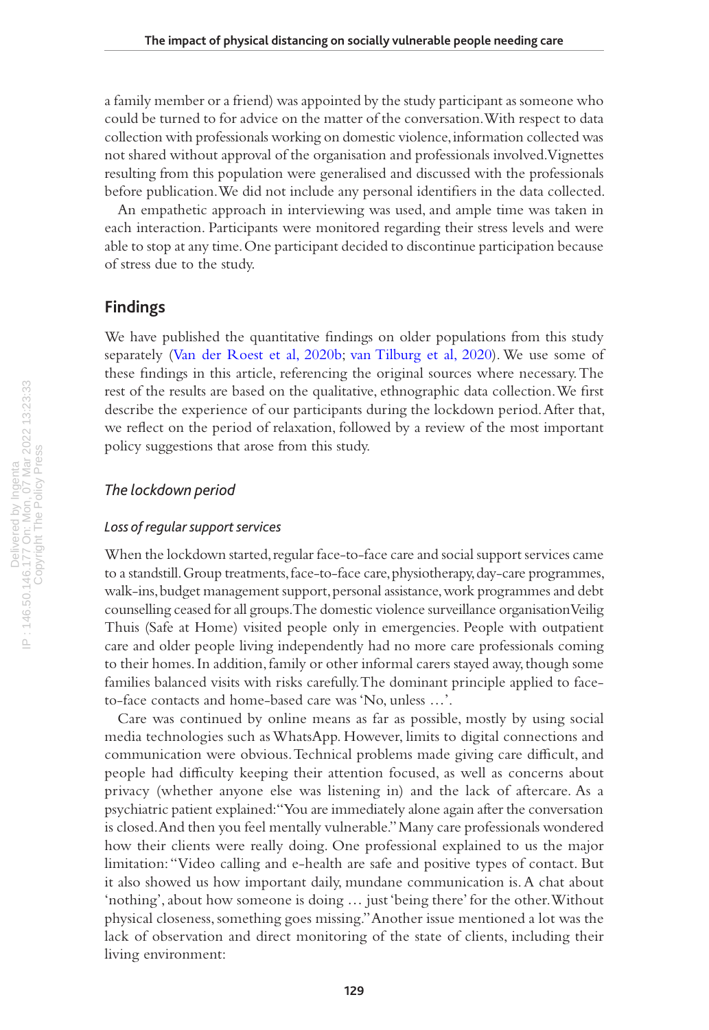a family member or a friend) was appointed by the study participant as someone who could be turned to for advice on the matter of the conversation. With respect to data collection with professionals working on domestic violence, information collected was not shared without approval of the organisation and professionals involved. Vignettes resulting from this population were generalised and discussed with the professionals before publication. We did not include any personal identifiers in the data collected.

An empathetic approach in interviewing was used, and ample time was taken in each interaction. Participants were monitored regarding their stress levels and were able to stop at any time. One participant decided to discontinue participation because of stress due to the study.

## Findings

We have published the quantitative findings on older populations from this study separately (Van der Roest et al, 2020b; van Tilburg et al, 2020). We use some of these findings in this article, referencing the original sources where necessary. The rest of the results are based on the qualitative, ethnographic data collection. We first describe the experience of our participants during the lockdown period. After that, we reflect on the period of relaxation, followed by a review of the most important policy suggestions that arose from this study.

### *The lockdown period*

#### *Loss of regular support services*

When the lockdown started, regular face-to-face care and social support services came to a standstill. Group treatments, face-to-face care, physiotherapy, day-care programmes, walk-ins, budget management support, personal assistance, work programmes and debt counselling ceased for all groups. The domestic violence surveillance organisation Veilig Thuis (Safe at Home) visited people only in emergencies. People with outpatient care and older people living independently had no more care professionals coming to their homes. In addition, family or other informal carers stayed away, though some families balanced visits with risks carefully. The dominant principle applied to face-to-face contacts and home-based care was 'No, unless …'.

Care was continued by online means as far as possible, mostly by using social media technologies such as WhatsApp. However, limits to digital connections and communication were obvious. Technical problems made giving care difficult, and people had difficulty keeping their attention focused, as well as concerns about privacy (whether anyone else was listening in) and the lack of aftercare. As a psychiatric patient explained: "You are immediately alone again after the conversation is closed. And then you feel mentally vulnerable." Many care professionals wondered how their clients were really doing. One professional explained to us the major limitation: "Video calling and e-health are safe and positive types of contact. But it also showed us how important daily, mundane communication is. A chat about 'nothing', about how someone is doing … just 'being there' for the other. Without physical closeness, something goes missing." Another issue mentioned a lot was the lack of observation and direct monitoring of the state of clients, including their living environment: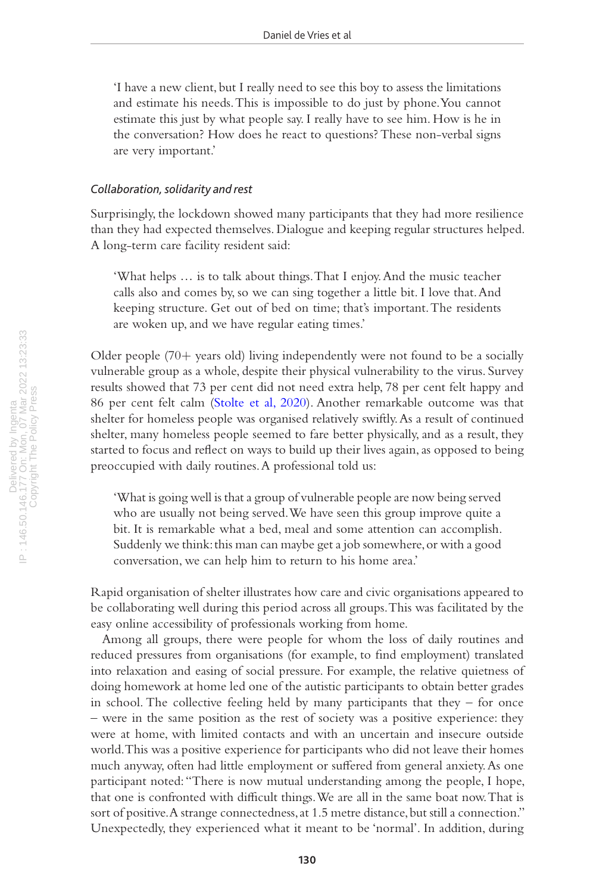'I have a new client, but I really need to see this boy to assess the limitations and estimate his needs. This is impossible to do just by phone. You cannot estimate this just by what people say. I really have to see him. How is he in the conversation? How does he react to questions? These non-verbal signs are very important.'

### *Collaboration, solidarity and rest*

Surprisingly, the lockdown showed many participants that they had more resilience than they had expected themselves. Dialogue and keeping regular structures helped. A long-term care facility resident said:

> 'What helps … is to talk about things. That I enjoy. And the music teacher calls also and comes by, so we can sing together a little bit. I love that. And keeping structure. Get out of bed on time; that's important. The residents are woken up, and we have regular eating times.'

Older people (70+ years old) living independently were not found to be a socially vulnerable group as a whole, despite their physical vulnerability to the virus. Survey results showed that 73 per cent did not need extra help, 78 per cent felt happy and 86 per cent felt calm (Stolte et al, 2020). Another remarkable outcome was that shelter for homeless people was organised relatively swiftly. As a result of continued shelter, many homeless people seemed to fare better physically, and as a result, they started to focus and reflect on ways to build up their lives again, as opposed to being preoccupied with daily routines. A professional told us:

> 'What is going well is that a group of vulnerable people are now being served who are usually not being served. We have seen this group improve quite a bit. It is remarkable what a bed, meal and some attention can accomplish. Suddenly we think: this man can maybe get a job somewhere, or with a good conversation, we can help him to return to his home area.'

Rapid organisation of shelter illustrates how care and civic organisations appeared to be collaborating well during this period across all groups. This was facilitated by the easy online accessibility of professionals working from home.

Among all groups, there were people for whom the loss of daily routines and reduced pressures from organisations (for example, to find employment) translated into relaxation and easing of social pressure. For example, the relative quietness of doing homework at home led one of the autistic participants to obtain better grades in school. The collective feeling held by many participants that they – for once – were in the same position as the rest of society was a positive experience: they were at home, with limited contacts and with an uncertain and insecure outside world. This was a positive experience for participants who did not leave their homes much anyway, often had little employment or suffered from general anxiety. As one participant noted: "There is now mutual understanding among the people, I hope, that one is confronted with difficult things. We are all in the same boat now. That is sort of positive. A strange connectedness, at 1.5 metre distance, but still a connection." Unexpectedly, they experienced what it meant to be 'normal'. In addition, during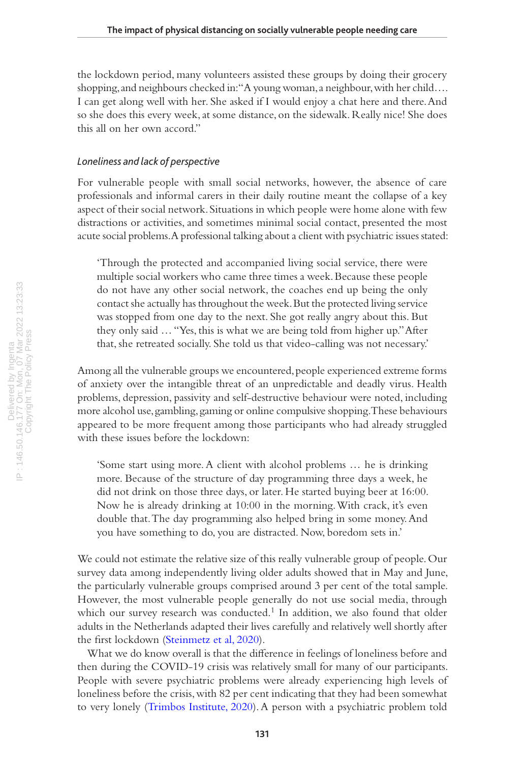the lockdown period, many volunteers assisted these groups by doing their grocery shopping, and neighbours checked in: "A young woman, a neighbour, with her child…. I can get along well with her. She asked if I would enjoy a chat here and there. And so she does this every week, at some distance, on the sidewalk. Really nice! She does this all on her own accord."

### *Loneliness and lack of perspective*

For vulnerable people with small social networks, however, the absence of care professionals and informal carers in their daily routine meant the collapse of a key aspect of their social network. Situations in which people were home alone with few distractions or activities, and sometimes minimal social contact, presented the most acute social problems. A professional talking about a client with psychiatric issues stated:

> 'Through the protected and accompanied living social service, there were multiple social workers who came three times a week. Because these people do not have any other social network, the coaches end up being the only contact she actually has throughout the week. But the protected living service was stopped from one day to the next. She got really angry about this. But they only said … "Yes, this is what we are being told from higher up." After that, she retreated socially. She told us that video-calling was not necessary.'

Among all the vulnerable groups we encountered, people experienced extreme forms of anxiety over the intangible threat of an unpredictable and deadly virus. Health problems, depression, passivity and self-destructive behaviour were noted, including more alcohol use, gambling, gaming or online compulsive shopping. These behaviours appeared to be more frequent among those participants who had already struggled with these issues before the lockdown:

> 'Some start using more. A client with alcohol problems … he is drinking more. Because of the structure of day programming three days a week, he did not drink on those three days, or later. He started buying beer at 16:00. Now he is already drinking at 10:00 in the morning. With crack, it's even double that. The day programming also helped bring in some money. And you have something to do, you are distracted. Now, boredom sets in.'

We could not estimate the relative size of this really vulnerable group of people. Our survey data among independently living older adults showed that in May and June, the particularly vulnerable groups comprised around 3 per cent of the total sample. However, the most vulnerable people generally do not use social media, through which our survey research was conducted.[1] In addition, we also found that older adults in the Netherlands adapted their lives carefully and relatively well shortly after the first lockdown (Steinmetz et al, 2020).

What we do know overall is that the difference in feelings of loneliness before and then during the COVID-19 crisis was relatively small for many of our participants. People with severe psychiatric problems were already experiencing high levels of loneliness before the crisis, with 82 per cent indicating that they had been somewhat to very lonely (Trimbos Institute, 2020). A person with a psychiatric problem told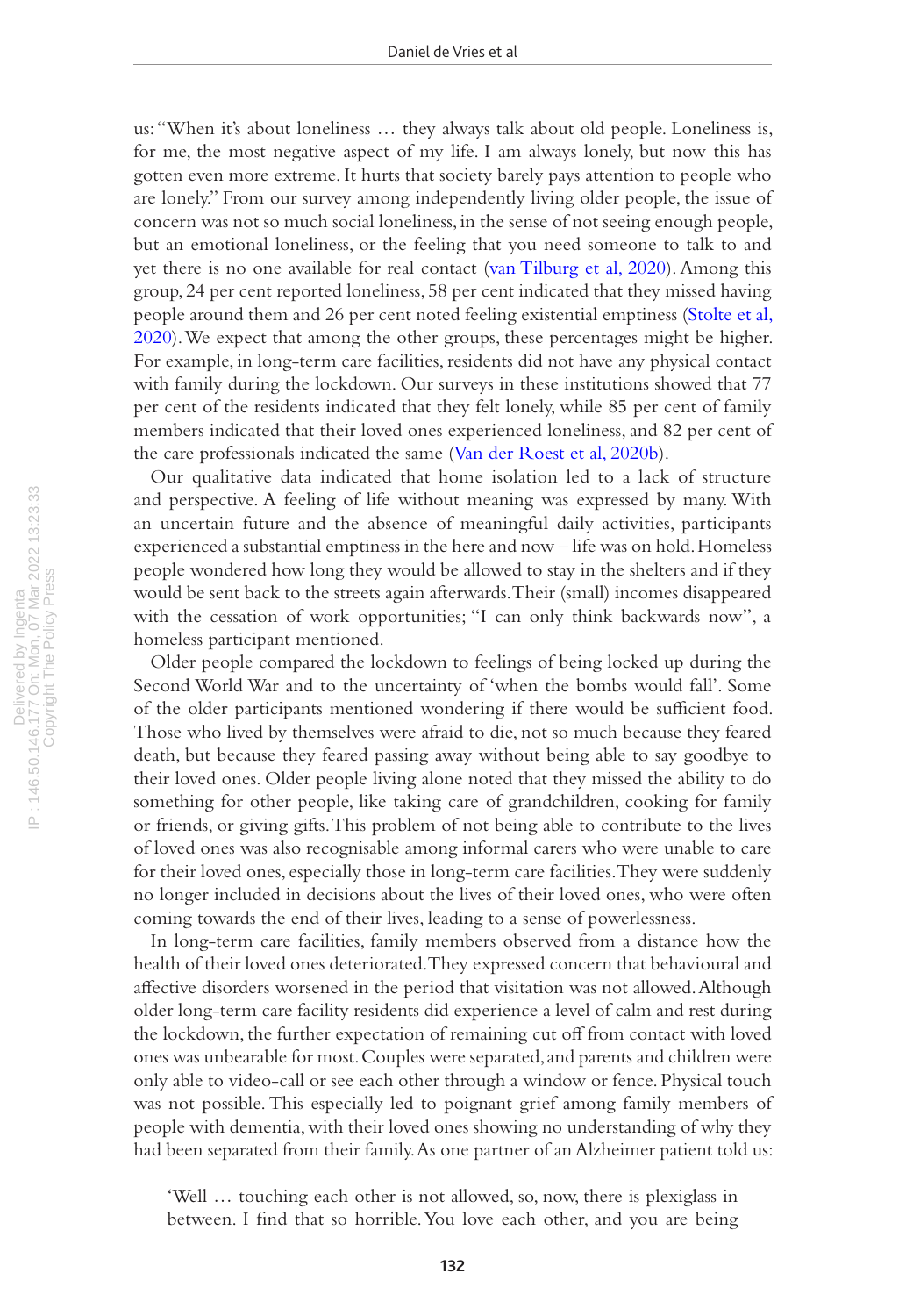us: "When it's about loneliness … they always talk about old people. Loneliness is, for me, the most negative aspect of my life. I am always lonely, but now this has gotten even more extreme. It hurts that society barely pays attention to people who are lonely." From our survey among independently living older people, the issue of concern was not so much social loneliness, in the sense of not seeing enough people, but an emotional loneliness, or the feeling that you need someone to talk to and yet there is no one available for real contact (van Tilburg et al, 2020). Among this group, 24 per cent reported loneliness, 58 per cent indicated that they missed having people around them and 26 per cent noted feeling existential emptiness (Stolte et al, 2020). We expect that among the other groups, these percentages might be higher. For example, in long-term care facilities, residents did not have any physical contact with family during the lockdown. Our surveys in these institutions showed that 77 per cent of the residents indicated that they felt lonely, while 85 per cent of family members indicated that their loved ones experienced loneliness, and 82 per cent of the care professionals indicated the same (Van der Roest et al, 2020b).

Our qualitative data indicated that home isolation led to a lack of structure and perspective. A feeling of life without meaning was expressed by many. With an uncertain future and the absence of meaningful daily activities, participants experienced a substantial emptiness in the here and now – life was on hold. Homeless people wondered how long they would be allowed to stay in the shelters and if they would be sent back to the streets again afterwards. Their (small) incomes disappeared with the cessation of work opportunities; "I can only think backwards now", a homeless participant mentioned.

Older people compared the lockdown to feelings of being locked up during the Second World War and to the uncertainty of 'when the bombs would fall'. Some of the older participants mentioned wondering if there would be sufficient food. Those who lived by themselves were afraid to die, not so much because they feared death, but because they feared passing away without being able to say goodbye to their loved ones. Older people living alone noted that they missed the ability to do something for other people, like taking care of grandchildren, cooking for family or friends, or giving gifts. This problem of not being able to contribute to the lives of loved ones was also recognisable among informal carers who were unable to care for their loved ones, especially those in long-term care facilities. They were suddenly no longer included in decisions about the lives of their loved ones, who were often coming towards the end of their lives, leading to a sense of powerlessness.

In long-term care facilities, family members observed from a distance how the health of their loved ones deteriorated. They expressed concern that behavioural and affective disorders worsened in the period that visitation was not allowed. Although older long-term care facility residents did experience a level of calm and rest during the lockdown, the further expectation of remaining cut off from contact with loved ones was unbearable for most. Couples were separated, and parents and children were only able to video-call or see each other through a window or fence. Physical touch was not possible. This especially led to poignant grief among family members of people with dementia, with their loved ones showing no understanding of why they had been separated from their family. As one partner of an Alzheimer patient told us:

> 'Well … touching each other is not allowed, so, now, there is plexiglass in between. I find that so horrible. You love each other, and you are being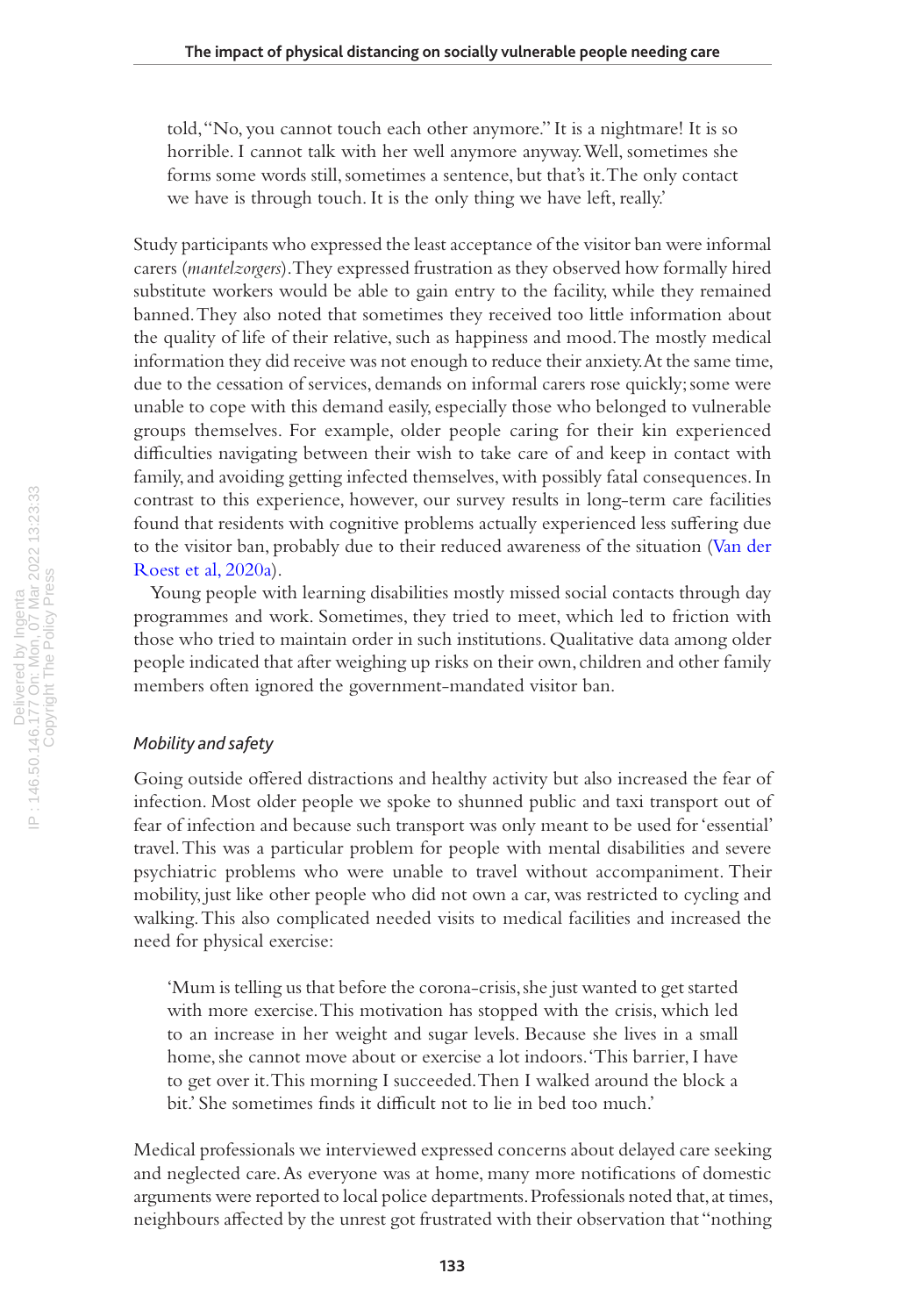told, "No, you cannot touch each other anymore." It is a nightmare! It is so horrible. I cannot talk with her well anymore anyway. Well, sometimes she forms some words still, sometimes a sentence, but that's it. The only contact we have is through touch. It is the only thing we have left, really.'

Study participants who expressed the least acceptance of the visitor ban were informal carers (*mantelzorgers*). They expressed frustration as they observed how formally hired substitute workers would be able to gain entry to the facility, while they remained banned. They also noted that sometimes they received too little information about the quality of life of their relative, such as happiness and mood. The mostly medical information they did receive was not enough to reduce their anxiety. At the same time, due to the cessation of services, demands on informal carers rose quickly; some were unable to cope with this demand easily, especially those who belonged to vulnerable groups themselves. For example, older people caring for their kin experienced difficulties navigating between their wish to take care of and keep in contact with family, and avoiding getting infected themselves, with possibly fatal consequences. In contrast to this experience, however, our survey results in long-term care facilities found that residents with cognitive problems actually experienced less suffering due to the visitor ban, probably due to their reduced awareness of the situation (Van der Roest et al, 2020a).

Young people with learning disabilities mostly missed social contacts through day programmes and work. Sometimes, they tried to meet, which led to friction with those who tried to maintain order in such institutions. Qualitative data among older people indicated that after weighing up risks on their own, children and other family members often ignored the government-mandated visitor ban.

### *Mobility and safety*

Going outside offered distractions and healthy activity but also increased the fear of infection. Most older people we spoke to shunned public and taxi transport out of fear of infection and because such transport was only meant to be used for 'essential' travel. This was a particular problem for people with mental disabilities and severe psychiatric problems who were unable to travel without accompaniment. Their mobility, just like other people who did not own a car, was restricted to cycling and walking. This also complicated needed visits to medical facilities and increased the need for physical exercise:

> 'Mum is telling us that before the corona-crisis, she just wanted to get started with more exercise. This motivation has stopped with the crisis, which led to an increase in her weight and sugar levels. Because she lives in a small home, she cannot move about or exercise a lot indoors. 'This barrier, I have to get over it. This morning I succeeded. Then I walked around the block a bit.' She sometimes finds it difficult not to lie in bed too much.'

Medical professionals we interviewed expressed concerns about delayed care seeking and neglected care. As everyone was at home, many more notifications of domestic arguments were reported to local police departments. Professionals noted that, at times, neighbours affected by the unrest got frustrated with their observation that "nothing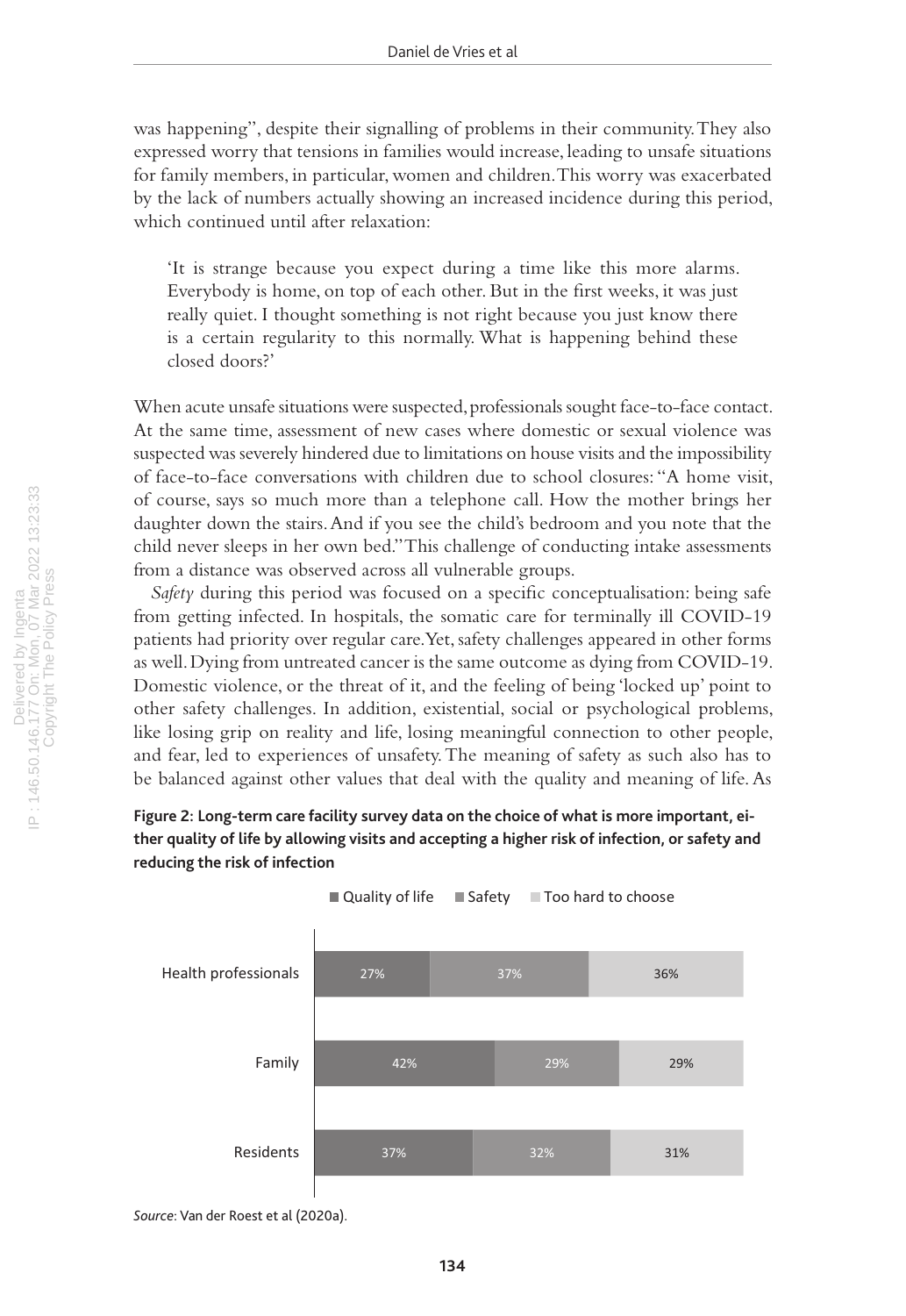was happening", despite their signalling of problems in their community. They also expressed worry that tensions in families would increase, leading to unsafe situations for family members, in particular, women and children. This worry was exacerbated by the lack of numbers actually showing an increased incidence during this period, which continued until after relaxation:

> 'It is strange because you expect during a time like this more alarms. Everybody is home, on top of each other. But in the first weeks, it was just really quiet. I thought something is not right because you just know there is a certain regularity to this normally. What is happening behind these closed doors?'

When acute unsafe situations were suspected, professionals sought face-to-face contact. At the same time, assessment of new cases where domestic or sexual violence was suspected was severely hindered due to limitations on house visits and the impossibility of face-to-face conversations with children due to school closures: "A home visit, of course, says so much more than a telephone call. How the mother brings her daughter down the stairs. And if you see the child's bedroom and you note that the child never sleeps in her own bed." This challenge of conducting intake assessments from a distance was observed across all vulnerable groups.

*Safety* during this period was focused on a specific conceptualisation: being safe from getting infected. In hospitals, the somatic care for terminally ill COVID-19 patients had priority over regular care. Yet, safety challenges appeared in other forms as well. Dying from untreated cancer is the same outcome as dying from COVID-19. Domestic violence, or the threat of it, and the feeling of being 'locked up' point to other safety challenges. In addition, existential, social or psychological problems, like losing grip on reality and life, losing meaningful connection to other people, and fear, led to experiences of unsafety. The meaning of safety as such also has to be balanced against other values that deal with the quality and meaning of life. As

**Figure 2: Long-term care facility survey data on the choice of what is more important, either quality of life by allowing visits and accepting a higher risk of infection, or safety and reducing the risk of infection**

| | Quality of life | Safety | Too hard to choose |
|---|---|---|---|
| Health professionals | 27% | 37% | 36% |
| Family | 42% | 29% | 29% |
| Residents | 37% | 32% | 31% |

*Source*: Van der Roest et al (2020a).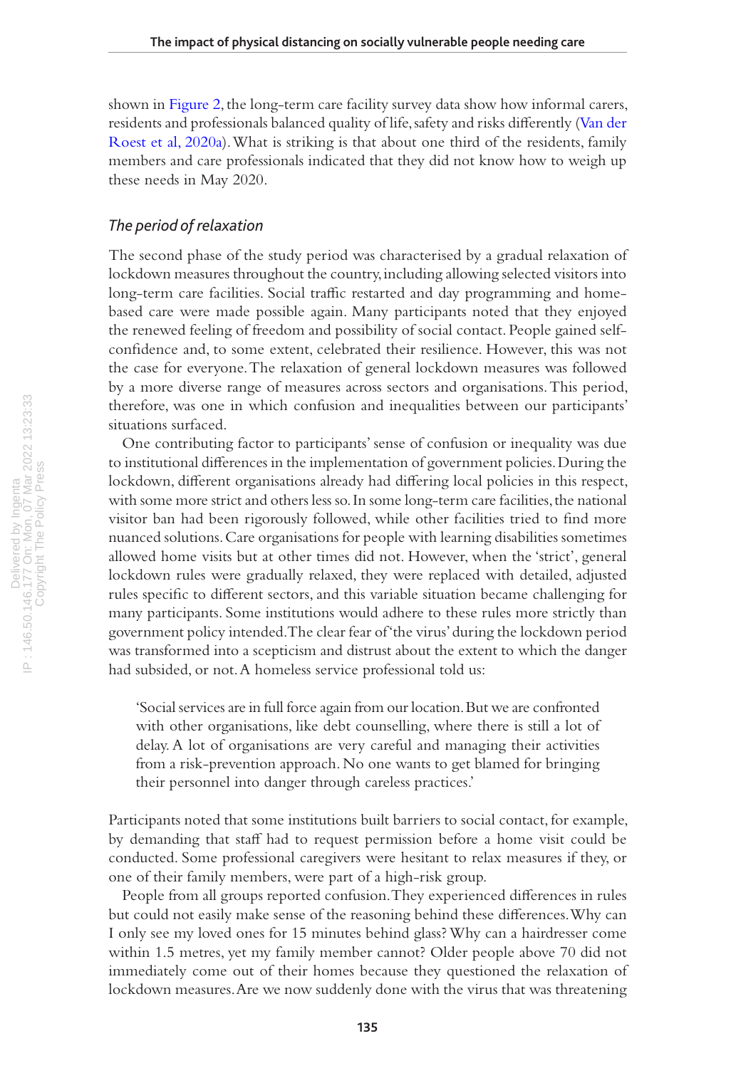shown in Figure 2, the long-term care facility survey data show how informal carers, residents and professionals balanced quality of life, safety and risks differently (Van der Roest et al, 2020a). What is striking is that about one third of the residents, family members and care professionals indicated that they did not know how to weigh up these needs in May 2020.

### *The period of relaxation*

The second phase of the study period was characterised by a gradual relaxation of lockdown measures throughout the country, including allowing selected visitors into long-term care facilities. Social traffic restarted and day programming and home-based care were made possible again. Many participants noted that they enjoyed the renewed feeling of freedom and possibility of social contact. People gained self-confidence and, to some extent, celebrated their resilience. However, this was not the case for everyone. The relaxation of general lockdown measures was followed by a more diverse range of measures across sectors and organisations. This period, therefore, was one in which confusion and inequalities between our participants' situations surfaced.

One contributing factor to participants' sense of confusion or inequality was due to institutional differences in the implementation of government policies. During the lockdown, different organisations already had differing local policies in this respect, with some more strict and others less so. In some long-term care facilities, the national visitor ban had been rigorously followed, while other facilities tried to find more nuanced solutions. Care organisations for people with learning disabilities sometimes allowed home visits but at other times did not. However, when the 'strict', general lockdown rules were gradually relaxed, they were replaced with detailed, adjusted rules specific to different sectors, and this variable situation became challenging for many participants. Some institutions would adhere to these rules more strictly than government policy intended. The clear fear of 'the virus' during the lockdown period was transformed into a scepticism and distrust about the extent to which the danger had subsided, or not. A homeless service professional told us:

> 'Social services are in full force again from our location. But we are confronted with other organisations, like debt counselling, where there is still a lot of delay. A lot of organisations are very careful and managing their activities from a risk-prevention approach. No one wants to get blamed for bringing their personnel into danger through careless practices.'

Participants noted that some institutions built barriers to social contact, for example, by demanding that staff had to request permission before a home visit could be conducted. Some professional caregivers were hesitant to relax measures if they, or one of their family members, were part of a high-risk group.

People from all groups reported confusion. They experienced differences in rules but could not easily make sense of the reasoning behind these differences. Why can I only see my loved ones for 15 minutes behind glass? Why can a hairdresser come within 1.5 metres, yet my family member cannot? Older people above 70 did not immediately come out of their homes because they questioned the relaxation of lockdown measures. Are we now suddenly done with the virus that was threatening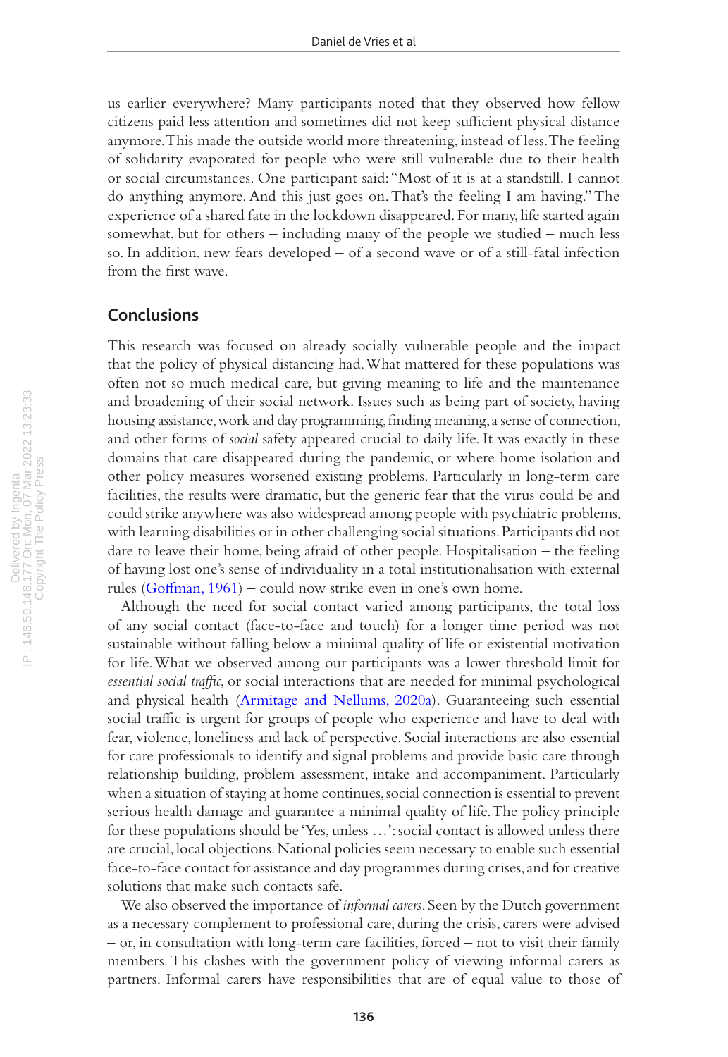us earlier everywhere? Many participants noted that they observed how fellow citizens paid less attention and sometimes did not keep sufficient physical distance anymore. This made the outside world more threatening, instead of less. The feeling of solidarity evaporated for people who were still vulnerable due to their health or social circumstances. One participant said: "Most of it is at a standstill. I cannot do anything anymore. And this just goes on. That's the feeling I am having." The experience of a shared fate in the lockdown disappeared. For many, life started again somewhat, but for others – including many of the people we studied – much less so. In addition, new fears developed – of a second wave or of a still-fatal infection from the first wave.

## Conclusions

This research was focused on already socially vulnerable people and the impact that the policy of physical distancing had. What mattered for these populations was often not so much medical care, but giving meaning to life and the maintenance and broadening of their social network. Issues such as being part of society, having housing assistance, work and day programming, finding meaning, a sense of connection, and other forms of *social* safety appeared crucial to daily life. It was exactly in these domains that care disappeared during the pandemic, or where home isolation and other policy measures worsened existing problems. Particularly in long-term care facilities, the results were dramatic, but the generic fear that the virus could be and could strike anywhere was also widespread among people with psychiatric problems, with learning disabilities or in other challenging social situations. Participants did not dare to leave their home, being afraid of other people. Hospitalisation – the feeling of having lost one's sense of individuality in a total institutionalisation with external rules (Goffman, 1961) – could now strike even in one's own home.

Although the need for social contact varied among participants, the total loss of any social contact (face-to-face and touch) for a longer time period was not sustainable without falling below a minimal quality of life or existential motivation for life. What we observed among our participants was a lower threshold limit for *essential social traffic*, or social interactions that are needed for minimal psychological and physical health (Armitage and Nellums, 2020a). Guaranteeing such essential social traffic is urgent for groups of people who experience and have to deal with fear, violence, loneliness and lack of perspective. Social interactions are also essential for care professionals to identify and signal problems and provide basic care through relationship building, problem assessment, intake and accompaniment. Particularly when a situation of staying at home continues, social connection is essential to prevent serious health damage and guarantee a minimal quality of life. The policy principle for these populations should be 'Yes, unless …': social contact is allowed unless there are crucial, local objections. National policies seem necessary to enable such essential face-to-face contact for assistance and day programmes during crises, and for creative solutions that make such contacts safe.

We also observed the importance of *informal carers*. Seen by the Dutch government as a necessary complement to professional care, during the crisis, carers were advised – or, in consultation with long-term care facilities, forced – not to visit their family members. This clashes with the government policy of viewing informal carers as partners. Informal carers have responsibilities that are of equal value to those of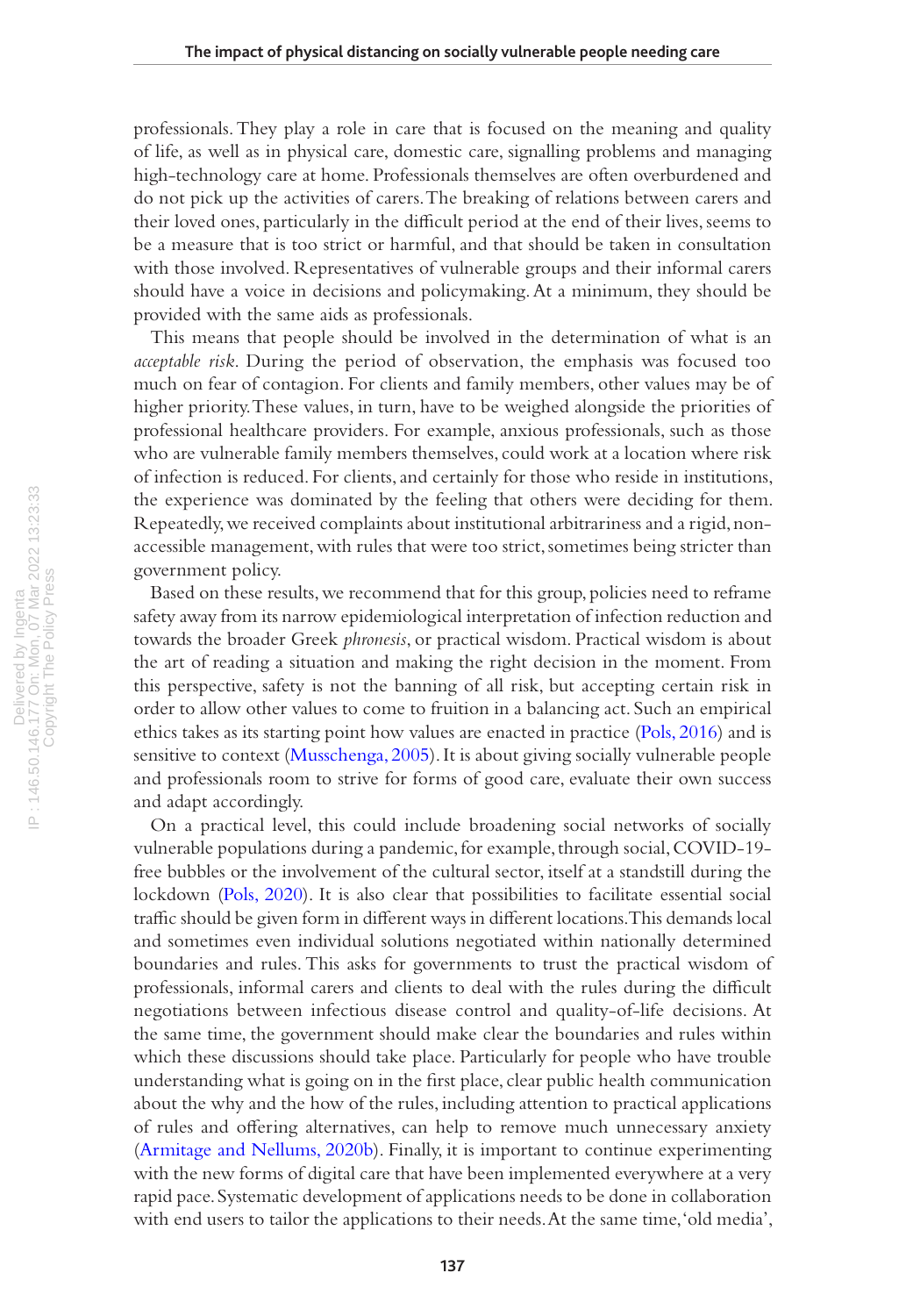professionals. They play a role in care that is focused on the meaning and quality of life, as well as in physical care, domestic care, signalling problems and managing high-technology care at home. Professionals themselves are often overburdened and do not pick up the activities of carers. The breaking of relations between carers and their loved ones, particularly in the difficult period at the end of their lives, seems to be a measure that is too strict or harmful, and that should be taken in consultation with those involved. Representatives of vulnerable groups and their informal carers should have a voice in decisions and policymaking. At a minimum, they should be provided with the same aids as professionals.

This means that people should be involved in the determination of what is an *acceptable risk*. During the period of observation, the emphasis was focused too much on fear of contagion. For clients and family members, other values may be of higher priority. These values, in turn, have to be weighed alongside the priorities of professional healthcare providers. For example, anxious professionals, such as those who are vulnerable family members themselves, could work at a location where risk of infection is reduced. For clients, and certainly for those who reside in institutions, the experience was dominated by the feeling that others were deciding for them. Repeatedly, we received complaints about institutional arbitrariness and a rigid, non-accessible management, with rules that were too strict, sometimes being stricter than government policy.

Based on these results, we recommend that for this group, policies need to reframe safety away from its narrow epidemiological interpretation of infection reduction and towards the broader Greek *phronesis*, or practical wisdom. Practical wisdom is about the art of reading a situation and making the right decision in the moment. From this perspective, safety is not the banning of all risk, but accepting certain risk in order to allow other values to come to fruition in a balancing act. Such an empirical ethics takes as its starting point how values are enacted in practice (Pols, 2016) and is sensitive to context (Musschenga, 2005). It is about giving socially vulnerable people and professionals room to strive for forms of good care, evaluate their own success and adapt accordingly.

On a practical level, this could include broadening social networks of socially vulnerable populations during a pandemic, for example, through social, COVID-19-free bubbles or the involvement of the cultural sector, itself at a standstill during the lockdown (Pols, 2020). It is also clear that possibilities to facilitate essential social traffic should be given form in different ways in different locations. This demands local and sometimes even individual solutions negotiated within nationally determined boundaries and rules. This asks for governments to trust the practical wisdom of professionals, informal carers and clients to deal with the rules during the difficult negotiations between infectious disease control and quality-of-life decisions. At the same time, the government should make clear the boundaries and rules within which these discussions should take place. Particularly for people who have trouble understanding what is going on in the first place, clear public health communication about the why and the how of the rules, including attention to practical applications of rules and offering alternatives, can help to remove much unnecessary anxiety (Armitage and Nellums, 2020b). Finally, it is important to continue experimenting with the new forms of digital care that have been implemented everywhere at a very rapid pace. Systematic development of applications needs to be done in collaboration with end users to tailor the applications to their needs. At the same time, 'old media',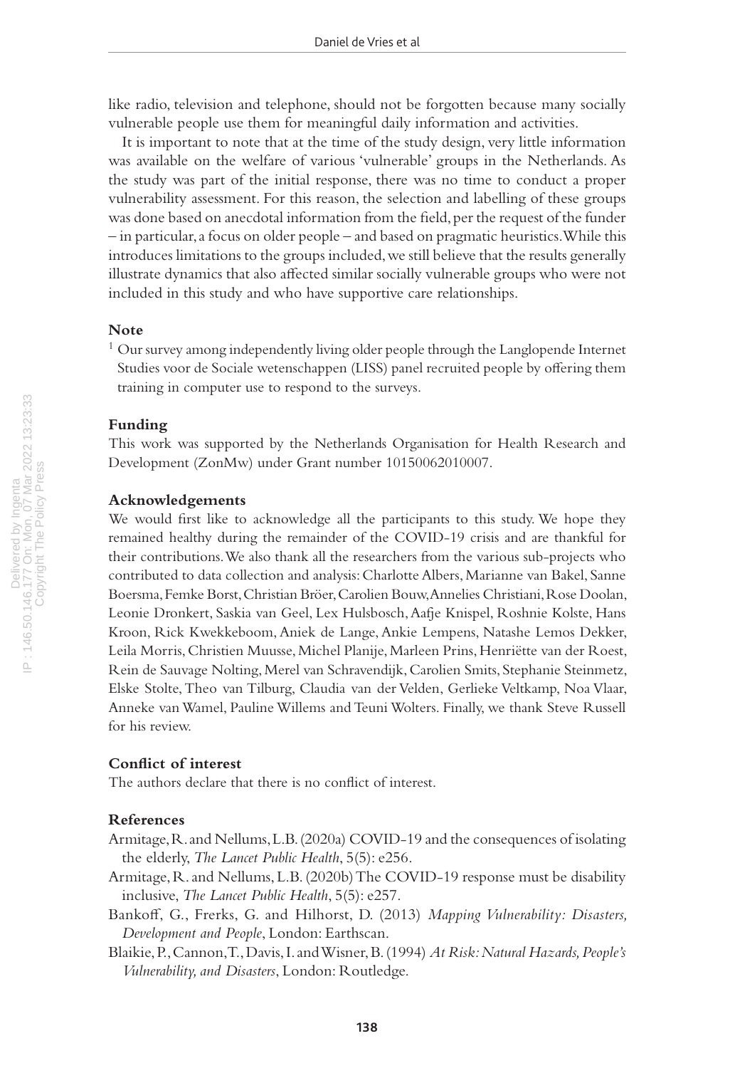like radio, television and telephone, should not be forgotten because many socially vulnerable people use them for meaningful daily information and activities.

It is important to note that at the time of the study design, very little information was available on the welfare of various 'vulnerable' groups in the Netherlands. As the study was part of the initial response, there was no time to conduct a proper vulnerability assessment. For this reason, the selection and labelling of these groups was done based on anecdotal information from the field, per the request of the funder – in particular, a focus on older people – and based on pragmatic heuristics. While this introduces limitations to the groups included, we still believe that the results generally illustrate dynamics that also affected similar socially vulnerable groups who were not included in this study and who have supportive care relationships.

### Note

[1] Our survey among independently living older people through the Langlopende Internet Studies voor de Sociale wetenschappen (LISS) panel recruited people by offering them training in computer use to respond to the surveys.

### Funding

This work was supported by the Netherlands Organisation for Health Research and Development (ZonMw) under Grant number 10150062010007.

### Acknowledgements

We would first like to acknowledge all the participants to this study. We hope they remained healthy during the remainder of the COVID-19 crisis and are thankful for their contributions. We also thank all the researchers from the various sub-projects who contributed to data collection and analysis: Charlotte Albers, Marianne van Bakel, Sanne Boersma, Femke Borst, Christian Bröer, Carolien Bouw, Annelies Christiani, Rose Doolan, Leonie Dronkert, Saskia van Geel, Lex Hulsbosch, Aafje Knispel, Roshnie Kolste, Hans Kroon, Rick Kwekkeboom, Aniek de Lange, Ankie Lempens, Natashe Lemos Dekker, Leila Morris, Christien Muusse, Michel Planije, Marleen Prins, Henriëtte van der Roest, Rein de Sauvage Nolting, Merel van Schravendijk, Carolien Smits, Stephanie Steinmetz, Elske Stolte, Theo van Tilburg, Claudia van der Velden, Gerlieke Veltkamp, Noa Vlaar, Anneke van Wamel, Pauline Willems and Teuni Wolters. Finally, we thank Steve Russell for his review.

### Conflict of interest

The authors declare that there is no conflict of interest.

### References

Armitage, R. and Nellums, L.B. (2020a) COVID-19 and the consequences of isolating the elderly, *The Lancet Public Health*, 5(5): e256.

Armitage, R. and Nellums, L.B. (2020b) The COVID-19 response must be disability inclusive, *The Lancet Public Health*, 5(5): e257.

Bankoff, G., Frerks, G. and Hilhorst, D. (2013) *Mapping Vulnerability: Disasters, Development and People*, London: Earthscan.

Blaikie, P., Cannon, T., Davis, I. and Wisner, B. (1994) *At Risk: Natural Hazards, People's Vulnerability, and Disasters*, London: Routledge.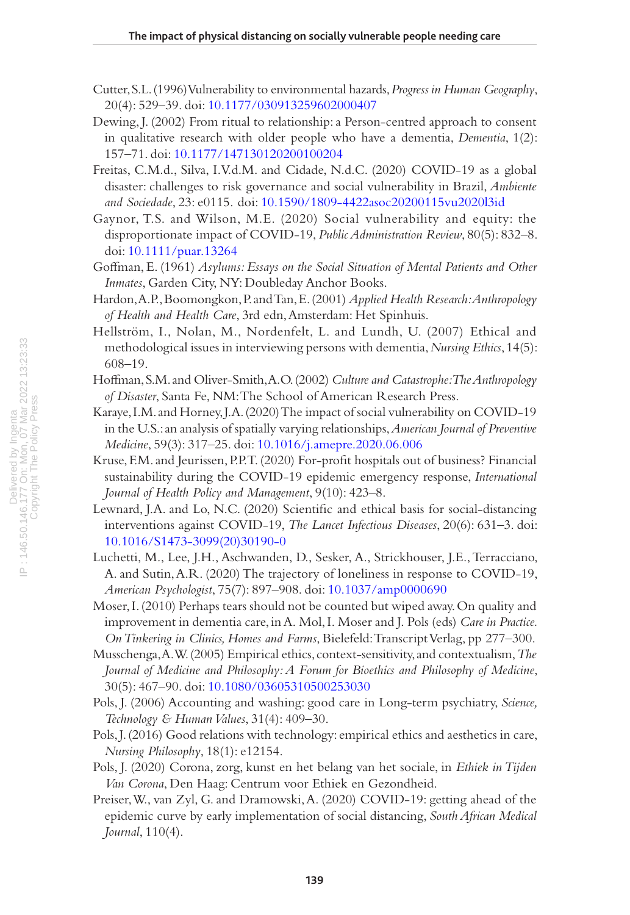Cutter, S.L. (1996) Vulnerability to environmental hazards, *Progress in Human Geography*, 20(4): 529–39. doi: 10.1177/030913259602000407

Dewing, J. (2002) From ritual to relationship: a Person-centred approach to consent in qualitative research with older people who have a dementia, *Dementia*, 1(2): 157–71. doi: 10.1177/147130120200100204

Freitas, C.M.d., Silva, I.V.d.M. and Cidade, N.d.C. (2020) COVID-19 as a global disaster: challenges to risk governance and social vulnerability in Brazil, *Ambiente and Sociedade*, 23: e0115. doi: 10.1590/1809-4422asoc20200115vu2020l3id

Gaynor, T.S. and Wilson, M.E. (2020) Social vulnerability and equity: the disproportionate impact of COVID-19, *Public Administration Review*, 80(5): 832–8. doi: 10.1111/puar.13264

Goffman, E. (1961) *Asylums: Essays on the Social Situation of Mental Patients and Other Inmates*, Garden City, NY: Doubleday Anchor Books.

Hardon, A.P., Boomongkon, P. and Tan, E. (2001) *Applied Health Research: Anthropology of Health and Health Care*, 3rd edn, Amsterdam: Het Spinhuis.

Hellström, I., Nolan, M., Nordenfelt, L. and Lundh, U. (2007) Ethical and methodological issues in interviewing persons with dementia, *Nursing Ethics*, 14(5): 608–19.

Hoffman, S.M. and Oliver-Smith, A.O. (2002) *Culture and Catastrophe: The Anthropology of Disaster*, Santa Fe, NM: The School of American Research Press.

Karaye, I.M. and Horney, J.A. (2020) The impact of social vulnerability on COVID-19 in the U.S.: an analysis of spatially varying relationships, *American Journal of Preventive Medicine*, 59(3): 317–25. doi: 10.1016/j.amepre.2020.06.006

Kruse, F.M. and Jeurissen, P.P.T. (2020) For-profit hospitals out of business? Financial sustainability during the COVID-19 epidemic emergency response, *International Journal of Health Policy and Management*, 9(10): 423–8.

Lewnard, J.A. and Lo, N.C. (2020) Scientific and ethical basis for social-distancing interventions against COVID-19, *The Lancet Infectious Diseases*, 20(6): 631–3. doi: 10.1016/S1473-3099(20)30190-0

Luchetti, M., Lee, J.H., Aschwanden, D., Sesker, A., Strickhouser, J.E., Terracciano, A. and Sutin, A.R. (2020) The trajectory of loneliness in response to COVID-19, *American Psychologist*, 75(7): 897–908. doi: 10.1037/amp0000690

Moser, I. (2010) Perhaps tears should not be counted but wiped away. On quality and improvement in dementia care, in A. Mol, I. Moser and J. Pols (eds) *Care in Practice. On Tinkering in Clinics, Homes and Farms*, Bielefeld: Transcript Verlag, pp 277–300.

Musschenga, A.W. (2005) Empirical ethics, context-sensitivity, and contextualism, *The Journal of Medicine and Philosophy: A Forum for Bioethics and Philosophy of Medicine*, 30(5): 467–90. doi: 10.1080/03605310500253030

Pols, J. (2006) Accounting and washing: good care in Long-term psychiatry, *Science, Technology & Human Values*, 31(4): 409–30.

Pols, J. (2016) Good relations with technology: empirical ethics and aesthetics in care, *Nursing Philosophy*, 18(1): e12154.

Pols, J. (2020) Corona, zorg, kunst en het belang van het sociale, in *Ethiek in Tijden Van Corona*, Den Haag: Centrum voor Ethiek en Gezondheid.

Preiser, W., van Zyl, G. and Dramowski, A. (2020) COVID-19: getting ahead of the epidemic curve by early implementation of social distancing, *South African Medical Journal*, 110(4).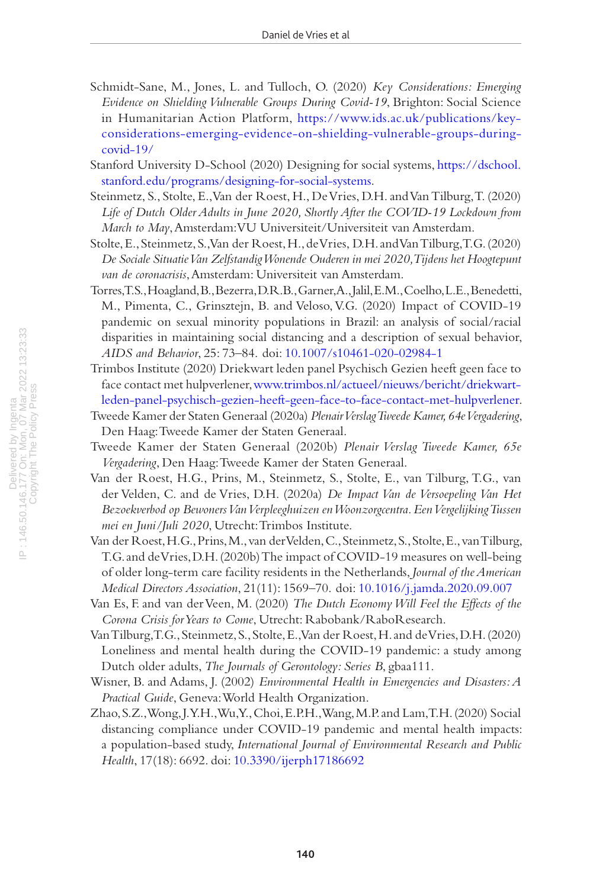Schmidt-Sane, M., Jones, L. and Tulloch, O. (2020) *Key Considerations: Emerging Evidence on Shielding Vulnerable Groups During Covid-19*, Brighton: Social Science in Humanitarian Action Platform, https://www.ids.ac.uk/publications/key-considerations-emerging-evidence-on-shielding-vulnerable-groups-during-covid-19/

Stanford University D-School (2020) Designing for social systems, https://dschool.stanford.edu/programs/designing-for-social-systems.

Steinmetz, S., Stolte, E., Van der Roest, H., De Vries, D.H. and Van Tilburg, T. (2020) *Life of Dutch Older Adults in June 2020, Shortly After the COVID-19 Lockdown from March to May*, Amsterdam: VU Universiteit/Universiteit van Amsterdam.

Stolte, E., Steinmetz, S., Van der Roest, H., de Vries, D.H. and Van Tilburg, T.G. (2020) *De Sociale Situatie Van Zelfstandig Wonende Ouderen in mei 2020, Tijdens het Hoogtepunt van de coronacrisis*, Amsterdam: Universiteit van Amsterdam.

Torres, T.S., Hoagland, B., Bezerra, D.R.B., Garner, A., Jalil, E.M., Coelho, L.E., Benedetti, M., Pimenta, C., Grinsztejn, B. and Veloso, V.G. (2020) Impact of COVID-19 pandemic on sexual minority populations in Brazil: an analysis of social/racial disparities in maintaining social distancing and a description of sexual behavior, *AIDS and Behavior*, 25: 73–84. doi: 10.1007/s10461-020-02984-1

Trimbos Institute (2020) Driekwart leden panel Psychisch Gezien heeft geen face to face contact met hulpverlener, www.trimbos.nl/actueel/nieuws/bericht/driekwart-leden-panel-psychisch-gezien-heeft-geen-face-to-face-contact-met-hulpverlener.

Tweede Kamer der Staten Generaal (2020a) *Plenair Verslag Tweede Kamer, 64e Vergadering*, Den Haag: Tweede Kamer der Staten Generaal.

Tweede Kamer der Staten Generaal (2020b) *Plenair Verslag Tweede Kamer, 65e Vergadering*, Den Haag: Tweede Kamer der Staten Generaal.

Van der Roest, H.G., Prins, M., Steinmetz, S., Stolte, E., van Tilburg, T.G., van der Velden, C. and de Vries, D.H. (2020a) *De Impact Van de Versoepeling Van Het Bezoekverbod op Bewoners Van Verpleeghuizen en Woonzorgcentra. Een Vergelijking Tussen mei en Juni/Juli 2020*, Utrecht: Trimbos Institute.

Van der Roest, H.G., Prins, M., van der Velden, C., Steinmetz, S., Stolte, E., van Tilburg, T.G. and de Vries, D.H. (2020b) The impact of COVID-19 measures on well-being of older long-term care facility residents in the Netherlands, *Journal of the American Medical Directors Association*, 21(11): 1569–70. doi: 10.1016/j.jamda.2020.09.007

Van Es, F. and van der Veen, M. (2020) *The Dutch Economy Will Feel the Effects of the Corona Crisis for Years to Come*, Utrecht: Rabobank/RaboResearch.

Van Tilburg, T.G., Steinmetz, S., Stolte, E., Van der Roest, H. and de Vries, D.H. (2020) Loneliness and mental health during the COVID-19 pandemic: a study among Dutch older adults, *The Journals of Gerontology: Series B*, gbaa111.

Wisner, B. and Adams, J. (2002) *Environmental Health in Emergencies and Disasters: A Practical Guide*, Geneva: World Health Organization.

Zhao, S.Z., Wong, J.Y.H., Wu, Y., Choi, E.P.H., Wang, M.P. and Lam, T.H. (2020) Social distancing compliance under COVID-19 pandemic and mental health impacts: a population-based study, *International Journal of Environmental Research and Public Health*, 17(18): 6692. doi: 10.3390/ijerph17186692